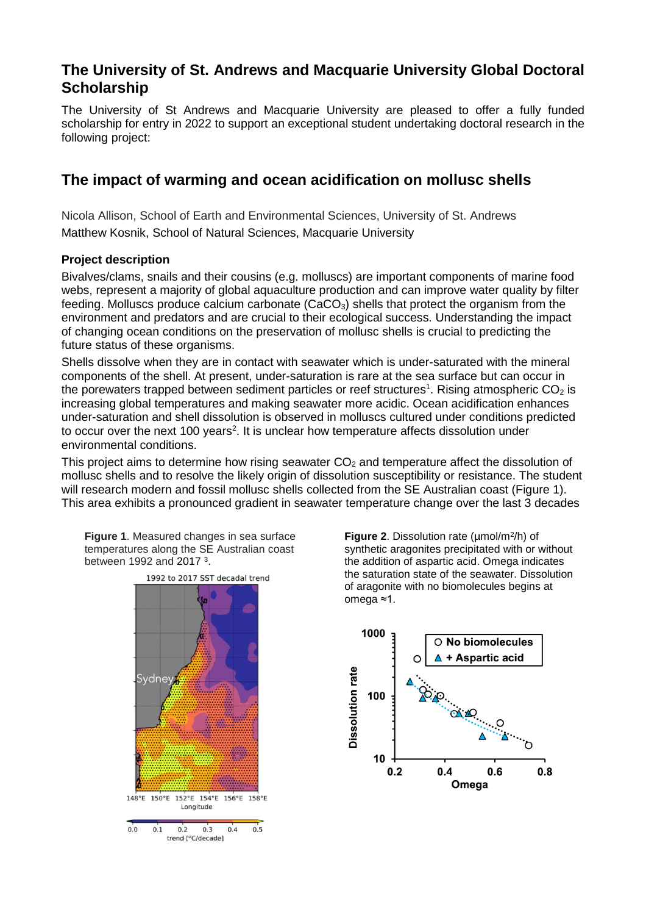# The University of St. Andrews and Macquarie University Global Doctoral Scholarship

The University of St Andrews and Macquarie University are pleased to offer a fully funded scholarship for entry in 2022 to support an exceptional student undertaking doctoral research in the following project:

## The impact of warming and ocean acidification on mollusc shells

Nicola Allison, School of Earth and Environmental Sciences, University of St. Andrews
Matthew Kosnik, School of Natural Sciences, Macquarie University

### Project description

Bivalves/clams, snails and their cousins (e.g. molluscs) are important components of marine food webs, represent a majority of global aquaculture production and can improve water quality by filter feeding. Molluscs produce calcium carbonate ($CaCO_3$) shells that protect the organism from the environment and predators and are crucial to their ecological success. Understanding the impact of changing ocean conditions on the preservation of mollusc shells is crucial to predicting the future status of these organisms.

Shells dissolve when they are in contact with seawater which is under-saturated with the mineral components of the shell. At present, under-saturation is rare at the sea surface but can occur in the porewaters trapped between sediment particles or reef structures[1]. Rising atmospheric $CO_2$ is increasing global temperatures and making seawater more acidic. Ocean acidification enhances under-saturation and shell dissolution is observed in molluscs cultured under conditions predicted to occur over the next 100 years[2]. It is unclear how temperature affects dissolution under environmental conditions.

This project aims to determine how rising seawater $CO_2$ and temperature affect the dissolution of mollusc shells and to resolve the likely origin of dissolution susceptibility or resistance. The student will research modern and fossil mollusc shells collected from the SE Australian coast (Figure 1). This area exhibits a pronounced gradient in seawater temperature change over the last 3 decades

**Figure 1**. Measured changes in sea surface temperatures along the SE Australian coast between 1992 and 2017 [3].

**Figure 2**. Dissolution rate (μmol/m²/h) of synthetic aragonites precipitated with or without the addition of aspartic acid. Omega indicates the saturation state of the seawater. Dissolution of aragonite with no biomolecules begins at omega ≈1.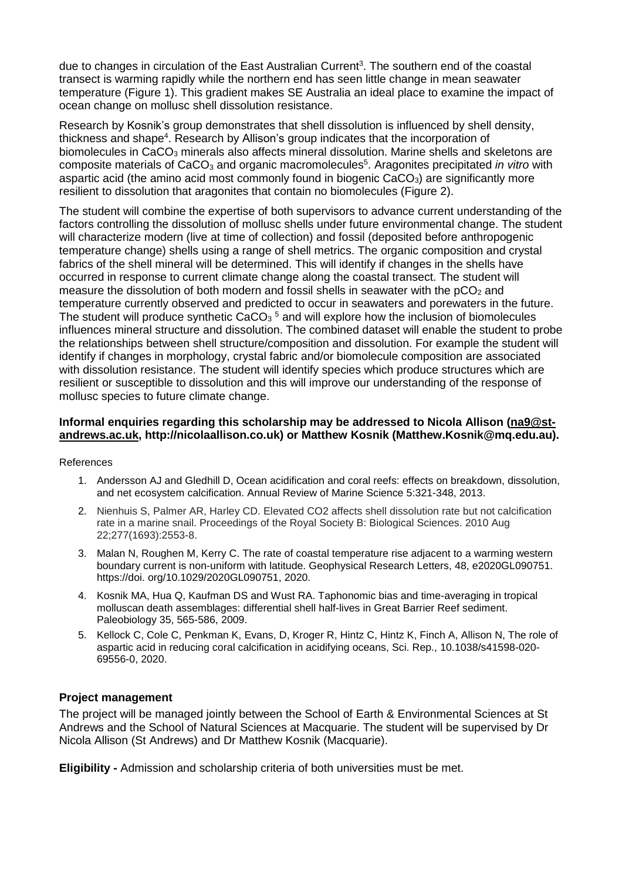due to changes in circulation of the East Australian Current[3]. The southern end of the coastal transect is warming rapidly while the northern end has seen little change in mean seawater temperature (Figure 1). This gradient makes SE Australia an ideal place to examine the impact of ocean change on mollusc shell dissolution resistance.

Research by Kosnik's group demonstrates that shell dissolution is influenced by shell density, thickness and shape[4]. Research by Allison's group indicates that the incorporation of biomolecules in $CaCO_3$ minerals also affects mineral dissolution. Marine shells and skeletons are composite materials of $CaCO_3$ and organic macromolecules[5]. Aragonites precipitated *in vitro* with aspartic acid (the amino acid most commonly found in biogenic $CaCO_3$) are significantly more resilient to dissolution that aragonites that contain no biomolecules (Figure 2).

The student will combine the expertise of both supervisors to advance current understanding of the factors controlling the dissolution of mollusc shells under future environmental change. The student will characterize modern (live at time of collection) and fossil (deposited before anthropogenic temperature change) shells using a range of shell metrics. The organic composition and crystal fabrics of the shell mineral will be determined. This will identify if changes in the shells have occurred in response to current climate change along the coastal transect. The student will measure the dissolution of both modern and fossil shells in seawater with the $pCO_2$ and temperature currently observed and predicted to occur in seawaters and porewaters in the future. The student will produce synthetic $CaCO_3$ [5] and will explore how the inclusion of biomolecules influences mineral structure and dissolution. The combined dataset will enable the student to probe the relationships between shell structure/composition and dissolution. For example the student will identify if changes in morphology, crystal fabric and/or biomolecule composition are associated with dissolution resistance. The student will identify species which produce structures which are resilient or susceptible to dissolution and this will improve our understanding of the response of mollusc species to future climate change.

**Informal enquiries regarding this scholarship may be addressed to Nicola Allison (na9@st-andrews.ac.uk, http://nicolaallison.co.uk) or Matthew Kosnik (Matthew.Kosnik@mq.edu.au).**

References

1. Andersson AJ and Gledhill D, Ocean acidification and coral reefs: effects on breakdown, dissolution, and net ecosystem calcification. Annual Review of Marine Science 5:321-348, 2013.
2. Nienhuis S, Palmer AR, Harley CD. Elevated CO2 affects shell dissolution rate but not calcification rate in a marine snail. Proceedings of the Royal Society B: Biological Sciences. 2010 Aug 22;277(1693):2553-8.
3. Malan N, Roughen M, Kerry C. The rate of coastal temperature rise adjacent to a warming western boundary current is non-uniform with latitude. Geophysical Research Letters, 48, e2020GL090751. https://doi. org/10.1029/2020GL090751, 2020.
4. Kosnik MA, Hua Q, Kaufman DS and Wust RA. Taphonomic bias and time-averaging in tropical molluscan death assemblages: differential shell half-lives in Great Barrier Reef sediment. Paleobiology 35, 565-586, 2009.
5. Kellock C, Cole C, Penkman K, Evans, D, Kroger R, Hintz C, Hintz K, Finch A, Allison N, The role of aspartic acid in reducing coral calcification in acidifying oceans, Sci. Rep., 10.1038/s41598-020-69556-0, 2020.

### Project management

The project will be managed jointly between the School of Earth & Environmental Sciences at St Andrews and the School of Natural Sciences at Macquarie. The student will be supervised by Dr Nicola Allison (St Andrews) and Dr Matthew Kosnik (Macquarie).

**Eligibility -** Admission and scholarship criteria of both universities must be met.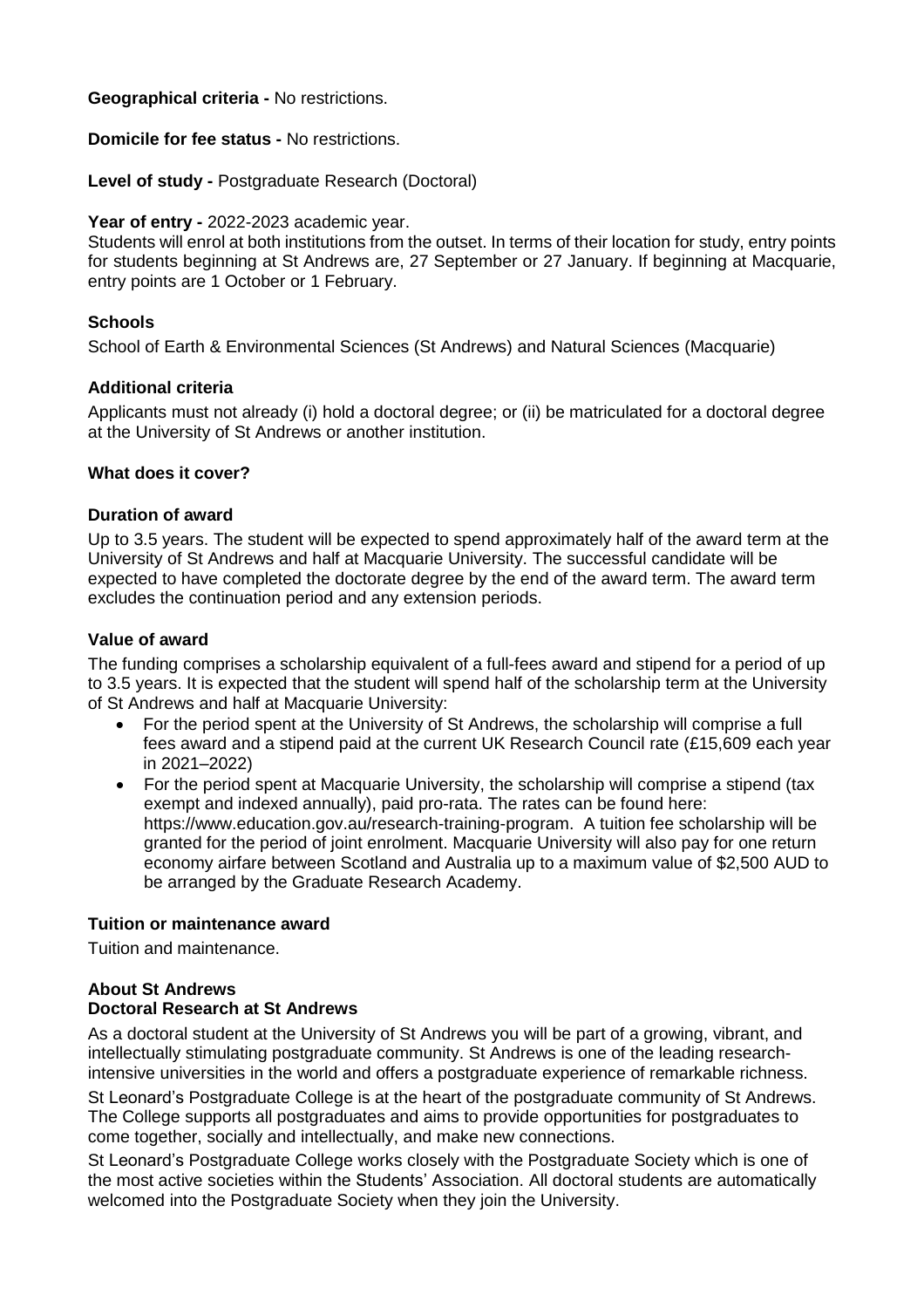**Geographical criteria -** No restrictions.

**Domicile for fee status -** No restrictions.

**Level of study -** Postgraduate Research (Doctoral)

**Year of entry -** 2022-2023 academic year.
Students will enrol at both institutions from the outset. In terms of their location for study, entry points for students beginning at St Andrews are, 27 September or 27 January. If beginning at Macquarie, entry points are 1 October or 1 February.

### Schools

School of Earth & Environmental Sciences (St Andrews) and Natural Sciences (Macquarie)

### Additional criteria

Applicants must not already (i) hold a doctoral degree; or (ii) be matriculated for a doctoral degree at the University of St Andrews or another institution.

### What does it cover?

### Duration of award

Up to 3.5 years. The student will be expected to spend approximately half of the award term at the University of St Andrews and half at Macquarie University. The successful candidate will be expected to have completed the doctorate degree by the end of the award term. The award term excludes the continuation period and any extension periods.

### Value of award

The funding comprises a scholarship equivalent of a full-fees award and stipend for a period of up to 3.5 years. It is expected that the student will spend half of the scholarship term at the University of St Andrews and half at Macquarie University:

- For the period spent at the University of St Andrews, the scholarship will comprise a full fees award and a stipend paid at the current UK Research Council rate (£15,609 each year in 2021–2022)
- For the period spent at Macquarie University, the scholarship will comprise a stipend (tax exempt and indexed annually), paid pro-rata. The rates can be found here: https://www.education.gov.au/research-training-program. A tuition fee scholarship will be granted for the period of joint enrolment. Macquarie University will also pay for one return economy airfare between Scotland and Australia up to a maximum value of $2,500 AUD to be arranged by the Graduate Research Academy.

### Tuition or maintenance award

Tuition and maintenance.

### About St Andrews
### Doctoral Research at St Andrews

As a doctoral student at the University of St Andrews you will be part of a growing, vibrant, and intellectually stimulating postgraduate community. St Andrews is one of the leading research-intensive universities in the world and offers a postgraduate experience of remarkable richness.

St Leonard's Postgraduate College is at the heart of the postgraduate community of St Andrews. The College supports all postgraduates and aims to provide opportunities for postgraduates to come together, socially and intellectually, and make new connections.

St Leonard's Postgraduate College works closely with the Postgraduate Society which is one of the most active societies within the Students' Association. All doctoral students are automatically welcomed into the Postgraduate Society when they join the University.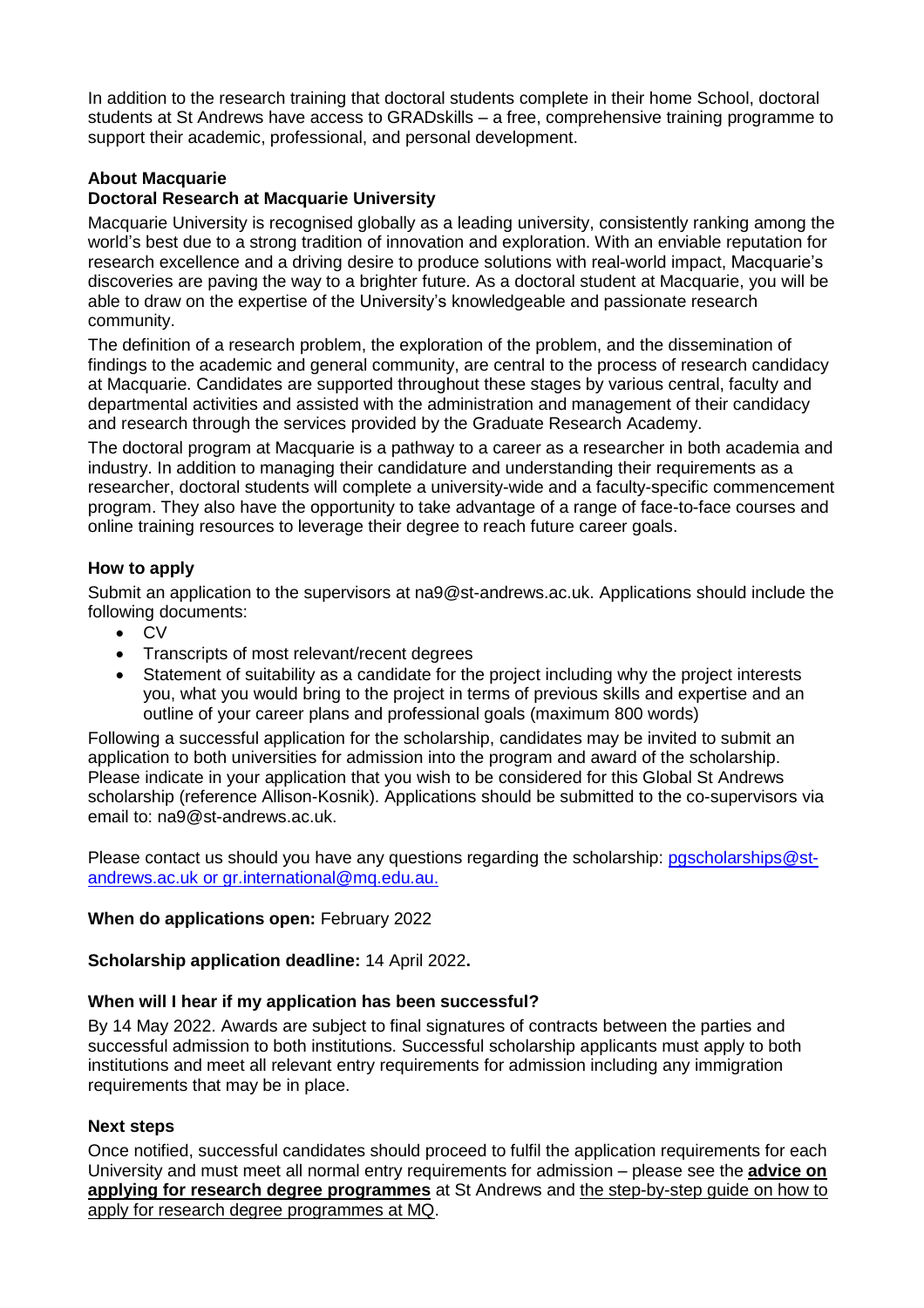In addition to the research training that doctoral students complete in their home School, doctoral students at St Andrews have access to GRADskills – a free, comprehensive training programme to support their academic, professional, and personal development.

**About Macquarie**

**Doctoral Research at Macquarie University**

Macquarie University is recognised globally as a leading university, consistently ranking among the world's best due to a strong tradition of innovation and exploration. With an enviable reputation for research excellence and a driving desire to produce solutions with real-world impact, Macquarie's discoveries are paving the way to a brighter future. As a doctoral student at Macquarie, you will be able to draw on the expertise of the University's knowledgeable and passionate research community.

The definition of a research problem, the exploration of the problem, and the dissemination of findings to the academic and general community, are central to the process of research candidacy at Macquarie. Candidates are supported throughout these stages by various central, faculty and departmental activities and assisted with the administration and management of their candidacy and research through the services provided by the Graduate Research Academy.

The doctoral program at Macquarie is a pathway to a career as a researcher in both academia and industry. In addition to managing their candidature and understanding their requirements as a researcher, doctoral students will complete a university-wide and a faculty-specific commencement program. They also have the opportunity to take advantage of a range of face-to-face courses and online training resources to leverage their degree to reach future career goals.

**How to apply**

Submit an application to the supervisors at na9@st-andrews.ac.uk. Applications should include the following documents:

- CV
- Transcripts of most relevant/recent degrees
- Statement of suitability as a candidate for the project including why the project interests you, what you would bring to the project in terms of previous skills and expertise and an outline of your career plans and professional goals (maximum 800 words)

Following a successful application for the scholarship, candidates may be invited to submit an application to both universities for admission into the program and award of the scholarship. Please indicate in your application that you wish to be considered for this Global St Andrews scholarship (reference Allison-Kosnik). Applications should be submitted to the co-supervisors via email to: na9@st-andrews.ac.uk.

Please contact us should you have any questions regarding the scholarship: pgscholarships@st-andrews.ac.uk or gr.international@mq.edu.au.

**When do applications open:** February 2022

**Scholarship application deadline:** 14 April 2022**.**

**When will I hear if my application has been successful?**

By 14 May 2022. Awards are subject to final signatures of contracts between the parties and successful admission to both institutions. Successful scholarship applicants must apply to both institutions and meet all relevant entry requirements for admission including any immigration requirements that may be in place.

**Next steps**

Once notified, successful candidates should proceed to fulfil the application requirements for each University and must meet all normal entry requirements for admission – please see the **advice on applying for research degree programmes** at St Andrews and the step-by-step guide on how to apply for research degree programmes at MQ.